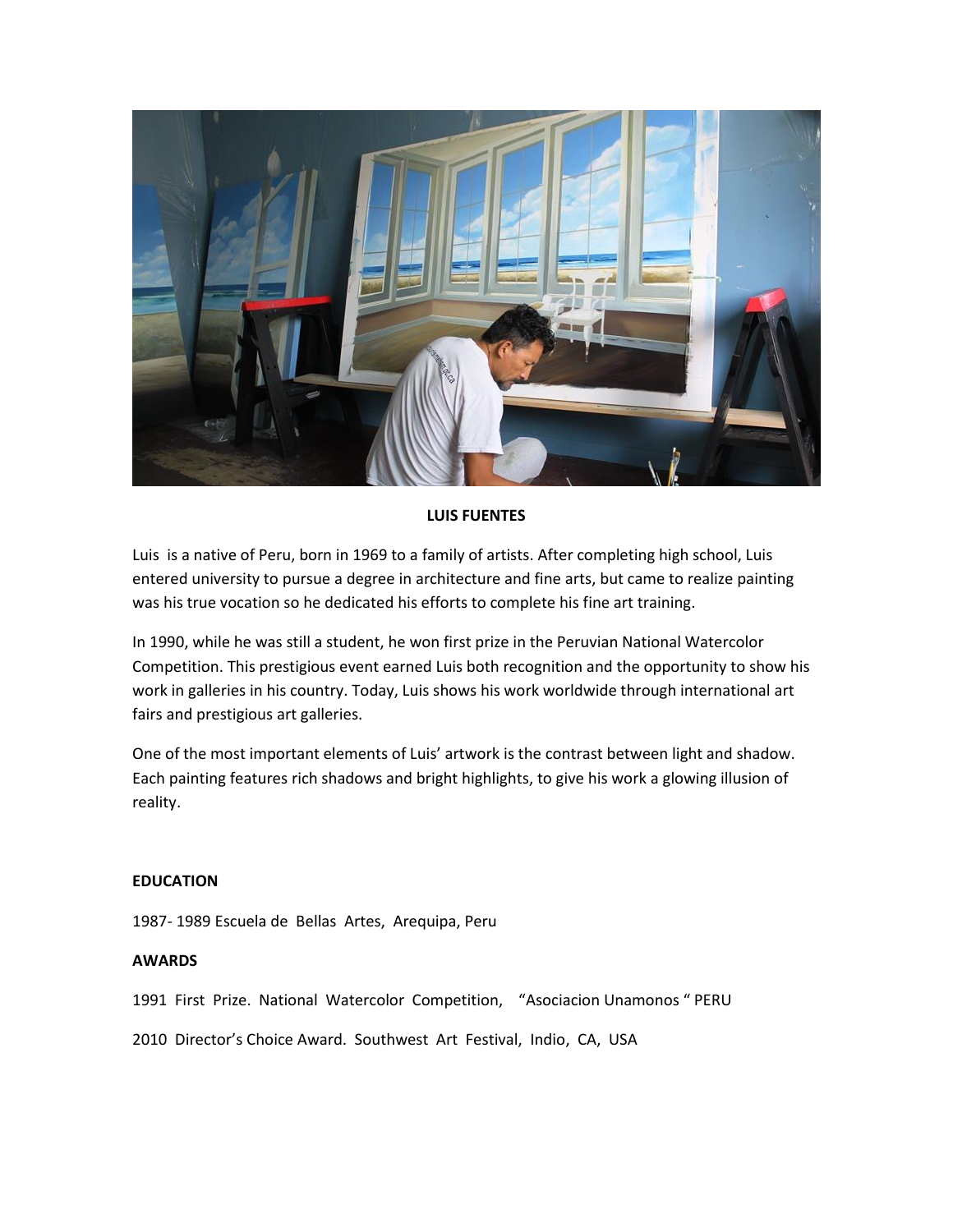**LUIS FUENTES**

Luis is a native of Peru, born in 1969 to a family of artists. After completing high school, Luis entered university to pursue a degree in architecture and fine arts, but came to realize painting was his true vocation so he dedicated his efforts to complete his fine art training.

In 1990, while he was still a student, he won first prize in the Peruvian National Watercolor Competition. This prestigious event earned Luis both recognition and the opportunity to show his work in galleries in his country. Today, Luis shows his work worldwide through international art fairs and prestigious art galleries.

One of the most important elements of Luis' artwork is the contrast between light and shadow. Each painting features rich shadows and bright highlights, to give his work a glowing illusion of reality.

**EDUCATION**

1987- 1989 Escuela de Bellas Artes, Arequipa, Peru

**AWARDS**

1991 First Prize. National Watercolor Competition, "Asociacion Unamonos " PERU

2010 Director's Choice Award. Southwest Art Festival, Indio, CA, USA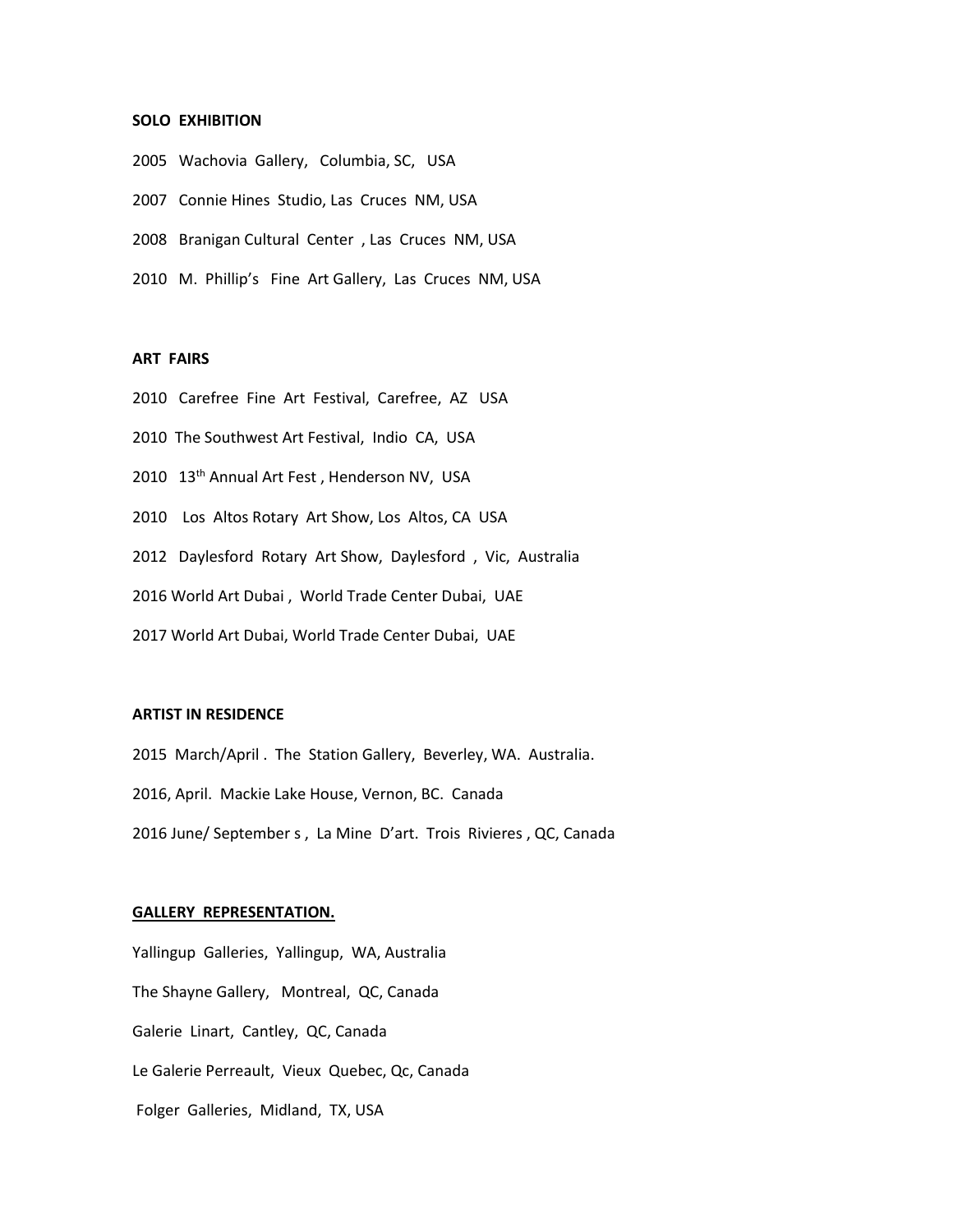**SOLO EXHIBITION**

2005 Wachovia Gallery, Columbia, SC, USA

2007 Connie Hines Studio, Las Cruces NM, USA

2008 Branigan Cultural Center , Las Cruces NM, USA

2010 M. Phillip's Fine Art Gallery, Las Cruces NM, USA

**ART FAIRS**

2010 Carefree Fine Art Festival, Carefree, AZ USA

2010 The Southwest Art Festival, Indio CA, USA

2010 13th Annual Art Fest , Henderson NV, USA

2010 Los Altos Rotary Art Show, Los Altos, CA USA

2012 Daylesford Rotary Art Show, Daylesford , Vic, Australia

2016 World Art Dubai , World Trade Center Dubai, UAE

2017 World Art Dubai, World Trade Center Dubai, UAE

**ARTIST IN RESIDENCE**

2015 March/April . The Station Gallery, Beverley, WA. Australia.

2016, April. Mackie Lake House, Vernon, BC. Canada

2016 June/ September s , La Mine D'art. Trois Rivieres , QC, Canada

**GALLERY REPRESENTATION.**

Yallingup Galleries, Yallingup, WA, Australia

The Shayne Gallery, Montreal, QC, Canada

Galerie Linart, Cantley, QC, Canada

Le Galerie Perreault, Vieux Quebec, Qc, Canada

Folger Galleries, Midland, TX, USA